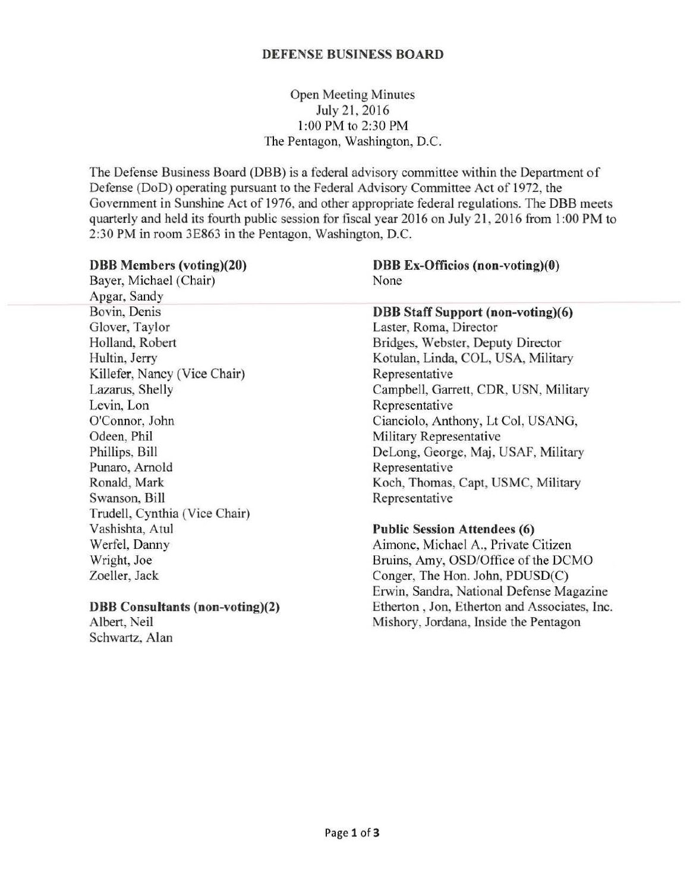# DEFENSE BUSINESS BOARD

Open Meeting Minutes
July 21, 2016
1:00 PM to 2:30 PM
The Pentagon, Washington, D.C.

The Defense Business Board (DBB) is a federal advisory committee within the Department of Defense (DoD) operating pursuant to the Federal Advisory Committee Act of 1972, the Government in Sunshine Act of 1976, and other appropriate federal regulations. The DBB meets quarterly and held its fourth public session for fiscal year 2016 on July 21, 2016 from 1:00 PM to 2:30 PM in room 3E863 in the Pentagon, Washington, D.C.

**DBB Members (voting)(20)**

Bayer, Michael (Chair)
Apgar, Sandy
Bovin, Denis
Glover, Taylor
Holland, Robert
Hultin, Jerry
Killefer, Nancy (Vice Chair)
Lazarus, Shelly
Levin, Lon
O'Connor, John
Odeen, Phil
Phillips, Bill
Punaro, Arnold
Ronald, Mark
Swanson, Bill
Trudell, Cynthia (Vice Chair)
Vashishta, Atul
Werfel, Danny
Wright, Joe
Zoeller, Jack

**DBB Consultants (non-voting)(2)**

Albert, Neil
Schwartz, Alan

**DBB Ex-Officios (non-voting)(0)**

None

**DBB Staff Support (non-voting)(6)**

Laster, Roma, Director
Bridges, Webster, Deputy Director
Kotulan, Linda, COL, USA, Military Representative
Campbell, Garrett, CDR, USN, Military Representative
Cianciolo, Anthony, Lt Col, USANG, Military Representative
DeLong, George, Maj, USAF, Military Representative
Koch, Thomas, Capt, USMC, Military Representative

**Public Session Attendees (6)**

Aimone, Michael A., Private Citizen
Bruins, Amy, OSD/Office of the DCMO
Conger, The Hon. John, PDUSD(C)
Erwin, Sandra, National Defense Magazine
Etherton , Jon, Etherton and Associates, Inc.
Mishory, Jordana, Inside the Pentagon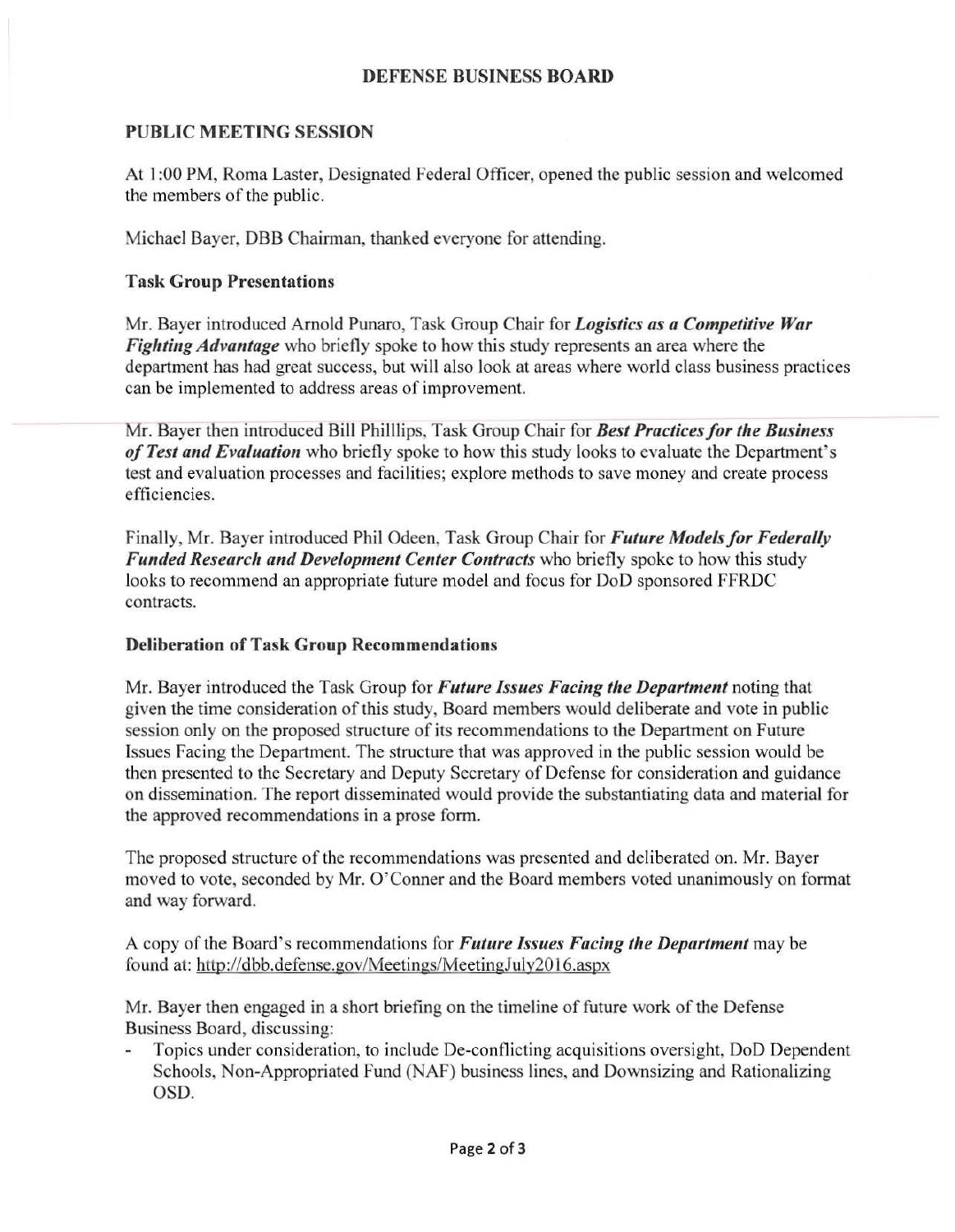## DEFENSE BUSINESS BOARD

### PUBLIC MEETING SESSION

At 1:00 PM, Roma Laster, Designated Federal Officer, opened the public session and welcomed the members of the public.

Michael Bayer, DBB Chairman, thanked everyone for attending.

#### Task Group Presentations

Mr. Bayer introduced Arnold Punaro, Task Group Chair for ***Logistics as a Competitive War Fighting Advantage*** who briefly spoke to how this study represents an area where the department has had great success, but will also look at areas where world class business practices can be implemented to address areas of improvement.

Mr. Bayer then introduced Bill Philllips, Task Group Chair for ***Best Practices for the Business of Test and Evaluation*** who briefly spoke to how this study looks to evaluate the Department's test and evaluation processes and facilities; explore methods to save money and create process efficiencies.

Finally, Mr. Bayer introduced Phil Odeen, Task Group Chair for ***Future Models for Federally Funded Research and Development Center Contracts*** who briefly spoke to how this study looks to recommend an appropriate future model and focus for DoD sponsored FFRDC contracts.

#### Deliberation of Task Group Recommendations

Mr. Bayer introduced the Task Group for ***Future Issues Facing the Department*** noting that given the time consideration of this study, Board members would deliberate and vote in public session only on the proposed structure of its recommendations to the Department on Future Issues Facing the Department. The structure that was approved in the public session would be then presented to the Secretary and Deputy Secretary of Defense for consideration and guidance on dissemination. The report disseminated would provide the substantiating data and material for the approved recommendations in a prose form.

The proposed structure of the recommendations was presented and deliberated on. Mr. Bayer moved to vote, seconded by Mr. O'Conner and the Board members voted unanimously on format and way forward.

A copy of the Board's recommendations for ***Future Issues Facing the Department*** may be found at: http://dbb.defense.gov/Meetings/MeetingJuly2016.aspx

Mr. Bayer then engaged in a short briefing on the timeline of future work of the Defense Business Board, discussing:

- Topics under consideration, to include De-conflicting acquisitions oversight, DoD Dependent Schools, Non-Appropriated Fund (NAF) business lines, and Downsizing and Rationalizing OSD.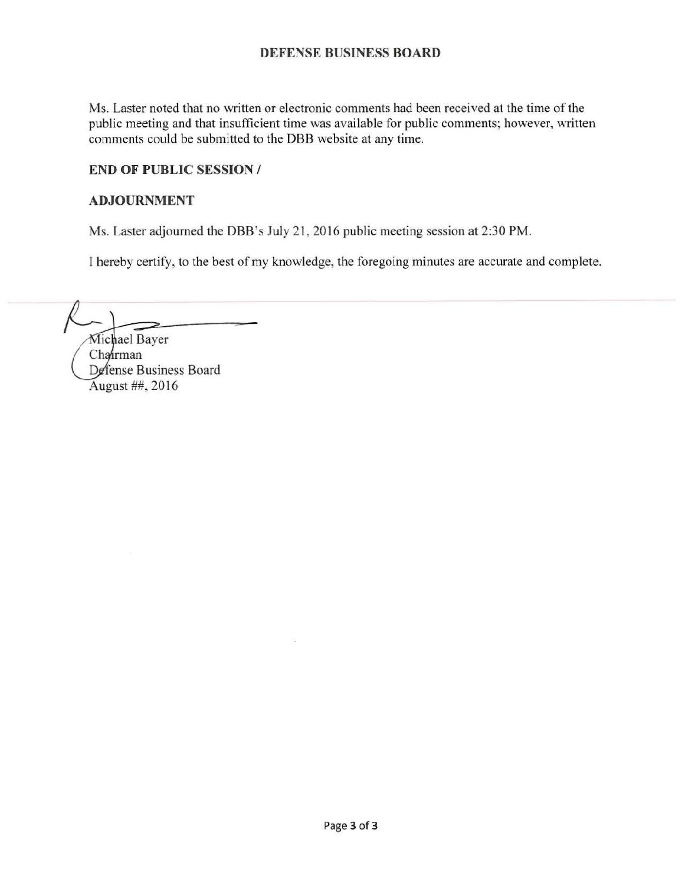Ms. Laster noted that no written or electronic comments had been received at the time of the public meeting and that insufficient time was available for public comments; however, written comments could be submitted to the DBB website at any time.

**END OF PUBLIC SESSION /**

**ADJOURNMENT**

Ms. Laster adjourned the DBB's July 21, 2016 public meeting session at 2:30 PM.

I hereby certify, to the best of my knowledge, the foregoing minutes are accurate and complete.

Michael Bayer
Chairman
Defense Business Board
August ##, 2016